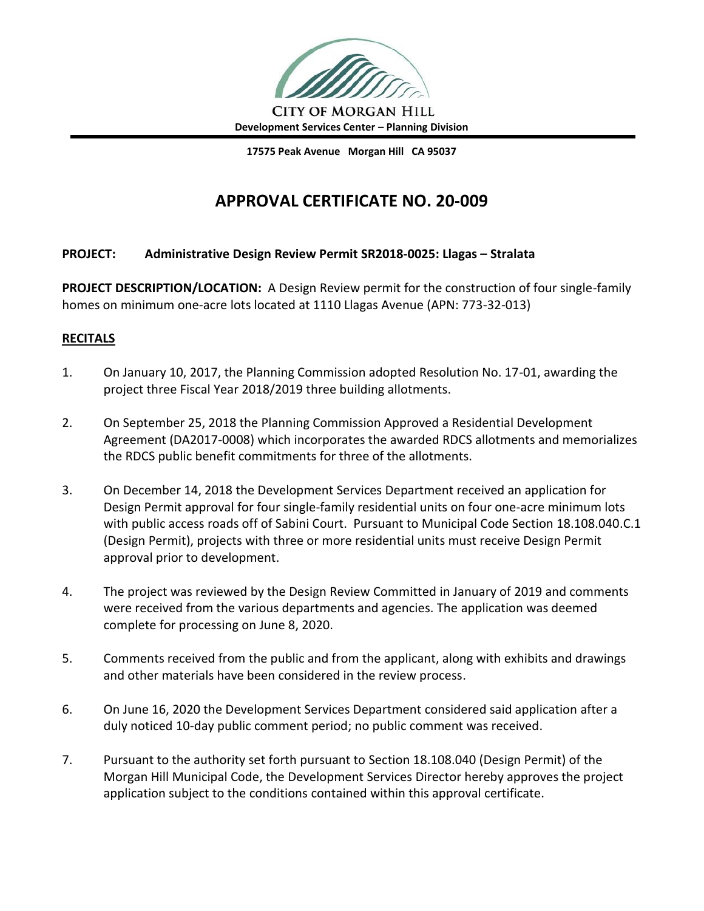**CITY OF MORGAN HILL**
**Development Services Center – Planning Division**

**17575 Peak Avenue Morgan Hill CA 95037**

# APPROVAL CERTIFICATE NO. 20-009

**PROJECT: Administrative Design Review Permit SR2018-0025: Llagas – Stralata**

**PROJECT DESCRIPTION/LOCATION:** A Design Review permit for the construction of four single-family homes on minimum one-acre lots located at 1110 Llagas Avenue (APN: 773-32-013)

## RECITALS

1. On January 10, 2017, the Planning Commission adopted Resolution No. 17-01, awarding the project three Fiscal Year 2018/2019 three building allotments.

2. On September 25, 2018 the Planning Commission Approved a Residential Development Agreement (DA2017-0008) which incorporates the awarded RDCS allotments and memorializes the RDCS public benefit commitments for three of the allotments.

3. On December 14, 2018 the Development Services Department received an application for Design Permit approval for four single-family residential units on four one-acre minimum lots with public access roads off of Sabini Court. Pursuant to Municipal Code Section 18.108.040.C.1 (Design Permit), projects with three or more residential units must receive Design Permit approval prior to development.

4. The project was reviewed by the Design Review Committed in January of 2019 and comments were received from the various departments and agencies. The application was deemed complete for processing on June 8, 2020.

5. Comments received from the public and from the applicant, along with exhibits and drawings and other materials have been considered in the review process.

6. On June 16, 2020 the Development Services Department considered said application after a duly noticed 10-day public comment period; no public comment was received.

7. Pursuant to the authority set forth pursuant to Section 18.108.040 (Design Permit) of the Morgan Hill Municipal Code, the Development Services Director hereby approves the project application subject to the conditions contained within this approval certificate.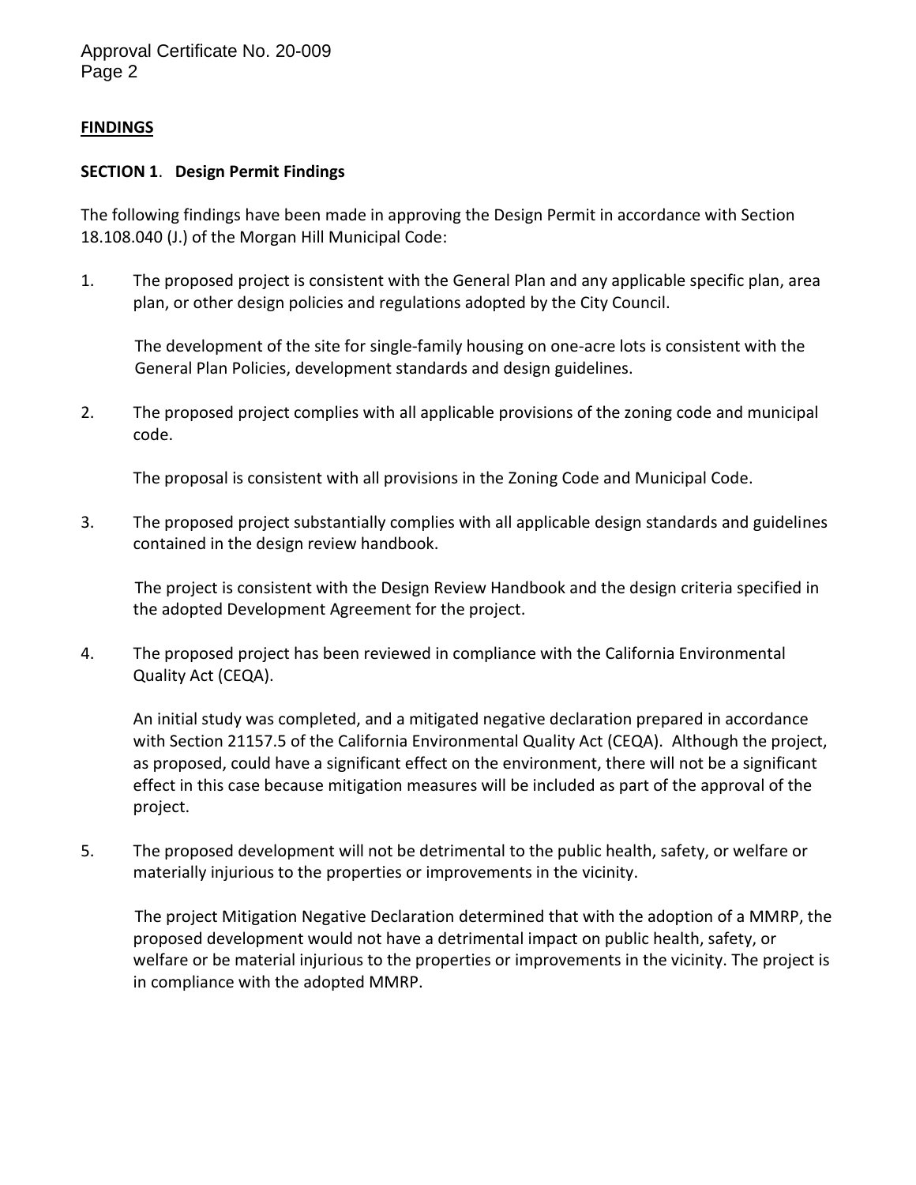## FINDINGS

### SECTION 1. Design Permit Findings

The following findings have been made in approving the Design Permit in accordance with Section 18.108.040 (J.) of the Morgan Hill Municipal Code:

1. The proposed project is consistent with the General Plan and any applicable specific plan, area plan, or other design policies and regulations adopted by the City Council.

   The development of the site for single-family housing on one-acre lots is consistent with the General Plan Policies, development standards and design guidelines.

2. The proposed project complies with all applicable provisions of the zoning code and municipal code.

   The proposal is consistent with all provisions in the Zoning Code and Municipal Code.

3. The proposed project substantially complies with all applicable design standards and guidelines contained in the design review handbook.

   The project is consistent with the Design Review Handbook and the design criteria specified in the adopted Development Agreement for the project.

4. The proposed project has been reviewed in compliance with the California Environmental Quality Act (CEQA).

   An initial study was completed, and a mitigated negative declaration prepared in accordance with Section 21157.5 of the California Environmental Quality Act (CEQA). Although the project, as proposed, could have a significant effect on the environment, there will not be a significant effect in this case because mitigation measures will be included as part of the approval of the project.

5. The proposed development will not be detrimental to the public health, safety, or welfare or materially injurious to the properties or improvements in the vicinity.

   The project Mitigation Negative Declaration determined that with the adoption of a MMRP, the proposed development would not have a detrimental impact on public health, safety, or welfare or be material injurious to the properties or improvements in the vicinity. The project is in compliance with the adopted MMRP.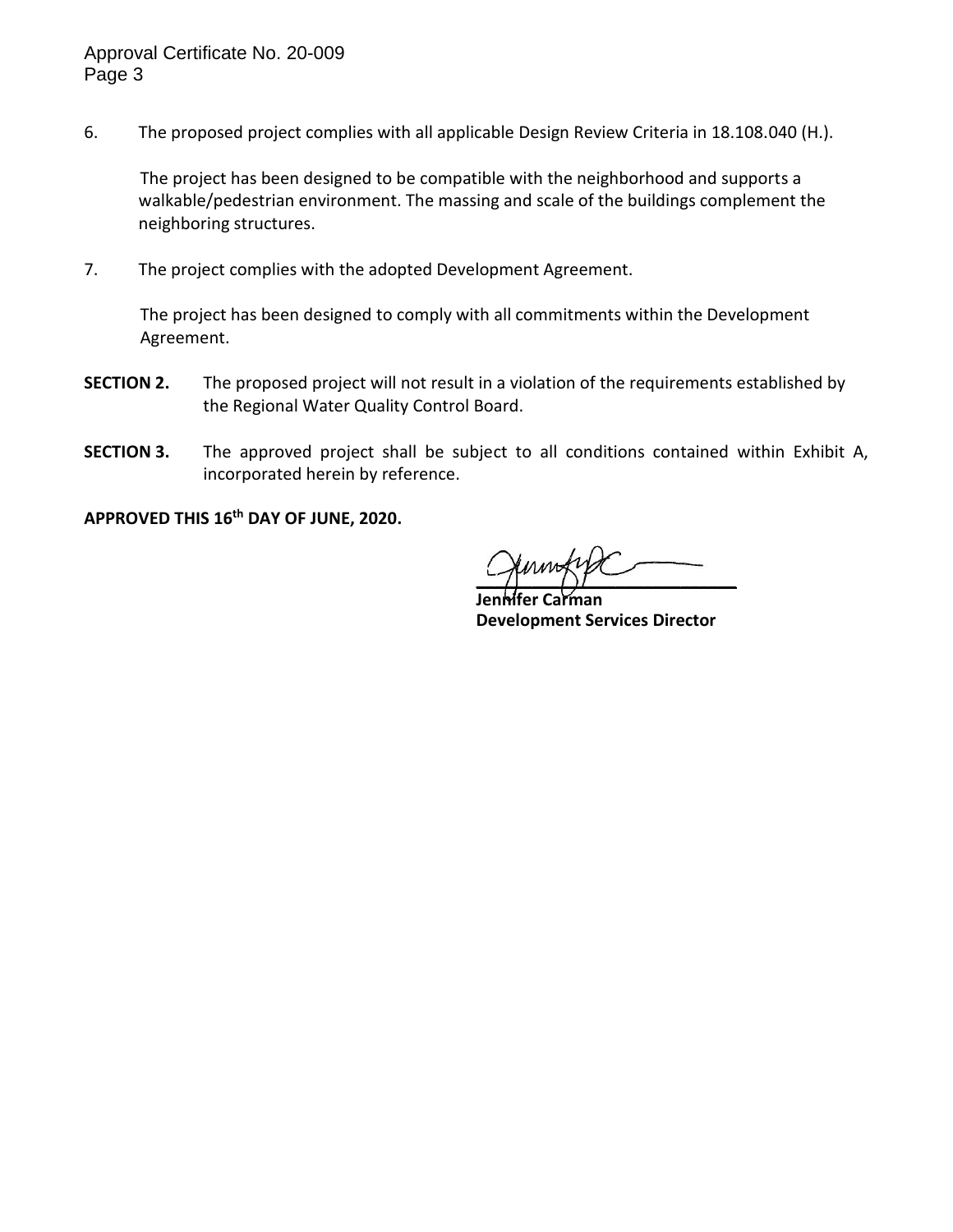6. The proposed project complies with all applicable Design Review Criteria in 18.108.040 (H.).

   The project has been designed to be compatible with the neighborhood and supports a walkable/pedestrian environment. The massing and scale of the buildings complement the neighboring structures.

7. The project complies with the adopted Development Agreement.

   The project has been designed to comply with all commitments within the Development Agreement.

**SECTION 2.** The proposed project will not result in a violation of the requirements established by the Regional Water Quality Control Board.

**SECTION 3.** The approved project shall be subject to all conditions contained within Exhibit A, incorporated herein by reference.

**APPROVED THIS 16th DAY OF JUNE, 2020.**

**Jennifer Carman**
**Development Services Director**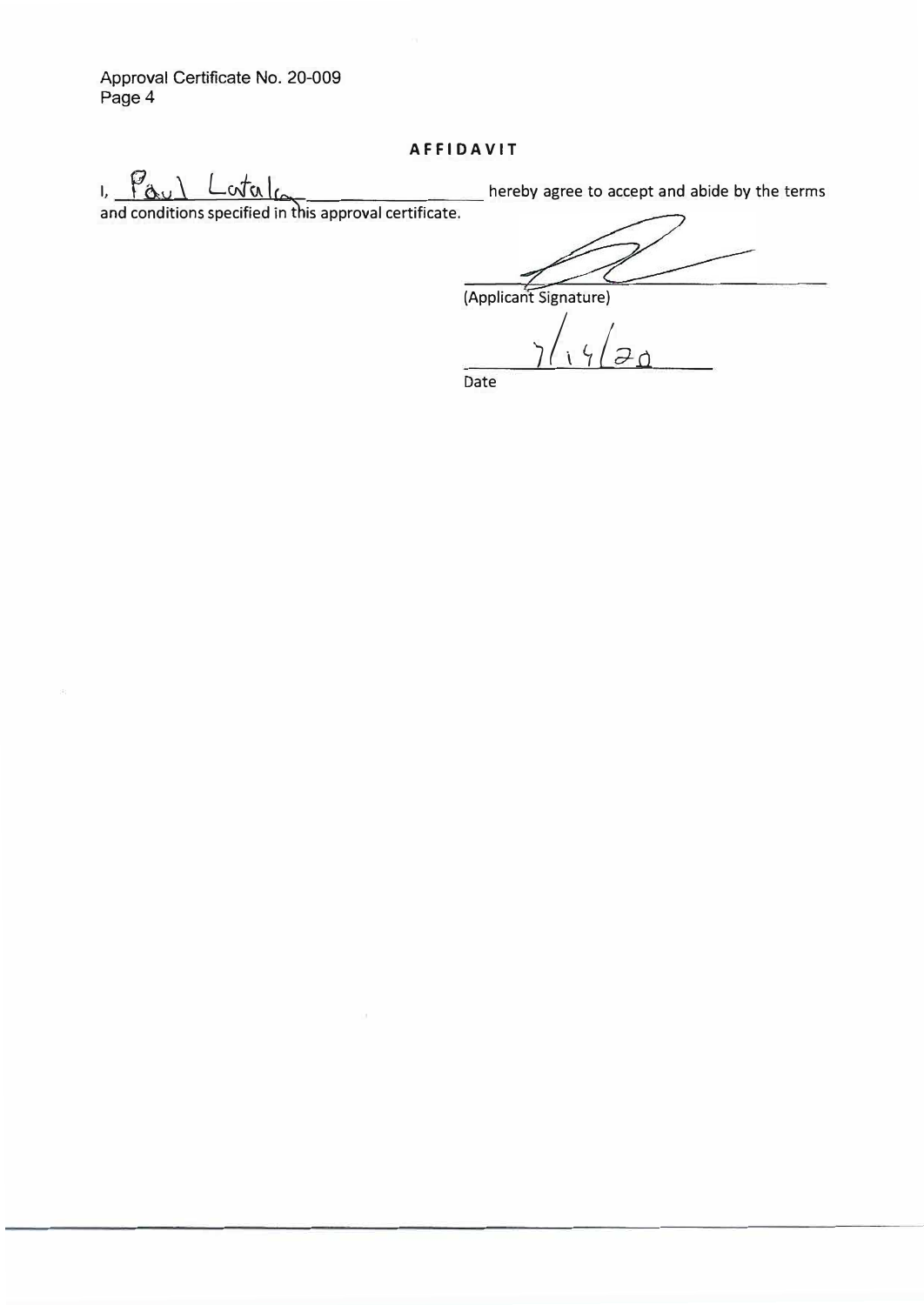Approval Certificate No. 20-009

## AFFIDAVIT

I, Paul Latalo ______________ hereby agree to accept and abide by the terms and conditions specified in this approval certificate.

______________________________
(Applicant Signature)

7/14/20
Date